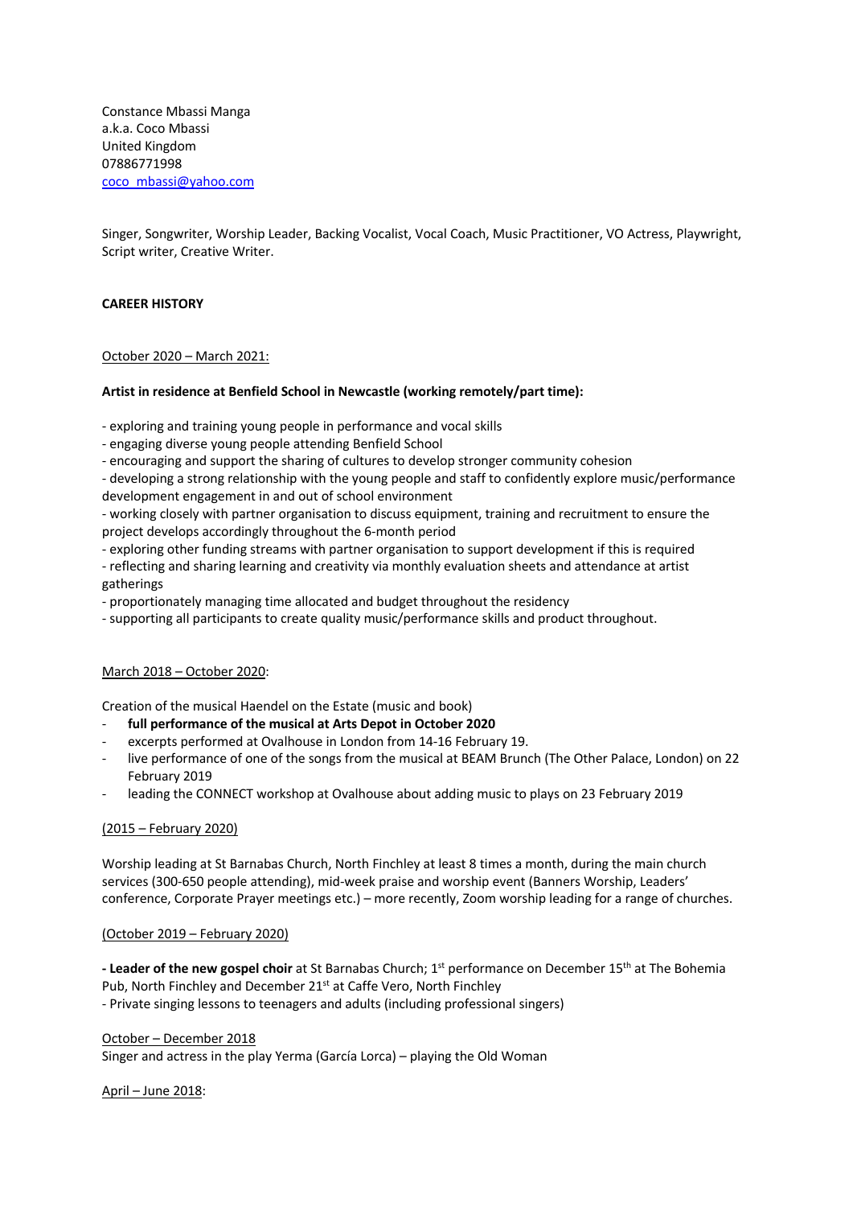Constance Mbassi Manga  
a.k.a. Coco Mbassi  
United Kingdom  
07886771998  
coco_mbassi@yahoo.com

Singer, Songwriter, Worship Leader, Backing Vocalist, Vocal Coach, Music Practitioner, VO Actress, Playwright, Script writer, Creative Writer.

**CAREER HISTORY**

October 2020 – March 2021:

**Artist in residence at Benfield School in Newcastle (working remotely/part time):**

- exploring and training young people in performance and vocal skills
- engaging diverse young people attending Benfield School
- encouraging and support the sharing of cultures to develop stronger community cohesion
- developing a strong relationship with the young people and staff to confidently explore music/performance development engagement in and out of school environment
- working closely with partner organisation to discuss equipment, training and recruitment to ensure the project develops accordingly throughout the 6-month period
- exploring other funding streams with partner organisation to support development if this is required
- reflecting and sharing learning and creativity via monthly evaluation sheets and attendance at artist gatherings
- proportionately managing time allocated and budget throughout the residency
- supporting all participants to create quality music/performance skills and product throughout.

March 2018 – October 2020:

Creation of the musical Haendel on the Estate (music and book)

- **full performance of the musical at Arts Depot in October 2020**
- excerpts performed at Ovalhouse in London from 14-16 February 19.
- live performance of one of the songs from the musical at BEAM Brunch (The Other Palace, London) on 22 February 2019
- leading the CONNECT workshop at Ovalhouse about adding music to plays on 23 February 2019

(2015 – February 2020)

Worship leading at St Barnabas Church, North Finchley at least 8 times a month, during the main church services (300-650 people attending), mid-week praise and worship event (Banners Worship, Leaders' conference, Corporate Prayer meetings etc.) – more recently, Zoom worship leading for a range of churches.

(October 2019 – February 2020)

**- Leader of the new gospel choir** at St Barnabas Church; 1st performance on December 15th at The Bohemia Pub, North Finchley and December 21st at Caffe Vero, North Finchley  
- Private singing lessons to teenagers and adults (including professional singers)

October – December 2018  
Singer and actress in the play Yerma (García Lorca) – playing the Old Woman

April – June 2018: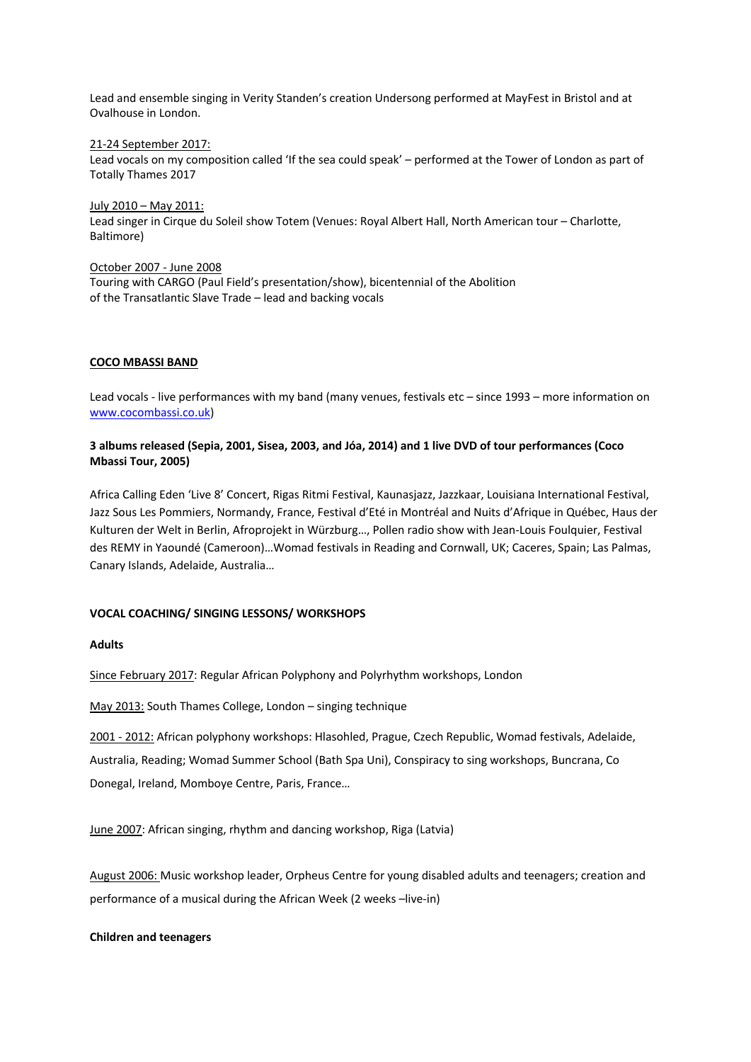Lead and ensemble singing in Verity Standen's creation Undersong performed at MayFest in Bristol and at Ovalhouse in London.

21-24 September 2017:
Lead vocals on my composition called 'If the sea could speak' – performed at the Tower of London as part of Totally Thames 2017

July 2010 – May 2011:
Lead singer in Cirque du Soleil show Totem (Venues: Royal Albert Hall, North American tour – Charlotte, Baltimore)

October 2007 - June 2008
Touring with CARGO (Paul Field's presentation/show), bicentennial of the Abolition of the Transatlantic Slave Trade – lead and backing vocals

**COCO MBASSI BAND**

Lead vocals - live performances with my band (many venues, festivals etc – since 1993 – more information on www.cocombassi.co.uk)

**3 albums released (Sepia, 2001, Sisea, 2003, and Jóa, 2014) and 1 live DVD of tour performances (Coco Mbassi Tour, 2005)**

Africa Calling Eden 'Live 8' Concert, Rigas Ritmi Festival, Kaunasjazz, Jazzkaar, Louisiana International Festival, Jazz Sous Les Pommiers, Normandy, France, Festival d'Eté in Montréal and Nuits d'Afrique in Québec, Haus der Kulturen der Welt in Berlin, Afroprojekt in Würzburg…, Pollen radio show with Jean-Louis Foulquier, Festival des REMY in Yaoundé (Cameroon)…Womad festivals in Reading and Cornwall, UK; Caceres, Spain; Las Palmas, Canary Islands, Adelaide, Australia…

**VOCAL COACHING/ SINGING LESSONS/ WORKSHOPS**

**Adults**

Since February 2017: Regular African Polyphony and Polyrhythm workshops, London

May 2013: South Thames College, London – singing technique

2001 - 2012: African polyphony workshops: Hlasohled, Prague, Czech Republic, Womad festivals, Adelaide, Australia, Reading; Womad Summer School (Bath Spa Uni), Conspiracy to sing workshops, Buncrana, Co Donegal, Ireland, Momboye Centre, Paris, France…

June 2007: African singing, rhythm and dancing workshop, Riga (Latvia)

August 2006: Music workshop leader, Orpheus Centre for young disabled adults and teenagers; creation and performance of a musical during the African Week (2 weeks –live-in)

**Children and teenagers**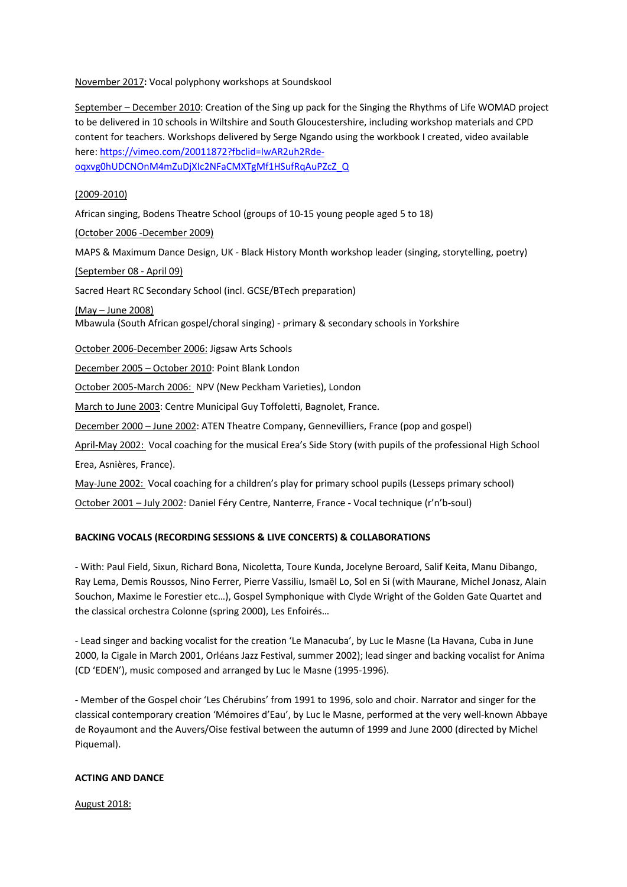November 2017**:** Vocal polyphony workshops at Soundskool

September – December 2010: Creation of the Sing up pack for the Singing the Rhythms of Life WOMAD project to be delivered in 10 schools in Wiltshire and South Gloucestershire, including workshop materials and CPD content for teachers. Workshops delivered by Serge Ngando using the workbook I created, video available here: [https://vimeo.com/20011872?fbclid=IwAR2uh2Rde-oqxvg0hUDCNOnM4mZuDjXIc2NFaCMXTgMf1HSufRqAuPZcZ_Q](https://vimeo.com/20011872?fbclid=IwAR2uh2Rde-oqxvg0hUDCNOnM4mZuDjXIc2NFaCMXTgMf1HSufRqAuPZcZ_Q)

(2009-2010)

African singing, Bodens Theatre School (groups of 10-15 young people aged 5 to 18)

(October 2006 -December 2009)

MAPS & Maximum Dance Design, UK - Black History Month workshop leader (singing, storytelling, poetry)

(September 08 - April 09)

Sacred Heart RC Secondary School (incl. GCSE/BTech preparation)

(May – June 2008)
Mbawula (South African gospel/choral singing) - primary & secondary schools in Yorkshire

October 2006-December 2006: Jigsaw Arts Schools

December 2005 – October 2010: Point Blank London

October 2005-March 2006: NPV (New Peckham Varieties), London

March to June 2003: Centre Municipal Guy Toffoletti, Bagnolet, France.

December 2000 – June 2002: ATEN Theatre Company, Gennevilliers, France (pop and gospel)

April-May 2002: Vocal coaching for the musical Erea's Side Story (with pupils of the professional High School Erea, Asnières, France).

May-June 2002: Vocal coaching for a children's play for primary school pupils (Lesseps primary school)

October 2001 – July 2002: Daniel Féry Centre, Nanterre, France - Vocal technique (r'n'b-soul)

**BACKING VOCALS (RECORDING SESSIONS & LIVE CONCERTS) & COLLABORATIONS**

- With: Paul Field, Sixun, Richard Bona, Nicoletta, Toure Kunda, Jocelyne Beroard, Salif Keita, Manu Dibango, Ray Lema, Demis Roussos, Nino Ferrer, Pierre Vassiliu, Ismaël Lo, Sol en Si (with Maurane, Michel Jonasz, Alain Souchon, Maxime le Forestier etc…), Gospel Symphonique with Clyde Wright of the Golden Gate Quartet and the classical orchestra Colonne (spring 2000), Les Enfoirés…

- Lead singer and backing vocalist for the creation 'Le Manacuba', by Luc le Masne (La Havana, Cuba in June 2000, la Cigale in March 2001, Orléans Jazz Festival, summer 2002); lead singer and backing vocalist for Anima (CD 'EDEN'), music composed and arranged by Luc le Masne (1995-1996).

- Member of the Gospel choir 'Les Chérubins' from 1991 to 1996, solo and choir. Narrator and singer for the classical contemporary creation 'Mémoires d'Eau', by Luc le Masne, performed at the very well-known Abbaye de Royaumont and the Auvers/Oise festival between the autumn of 1999 and June 2000 (directed by Michel Piquemal).

**ACTING AND DANCE**

August 2018: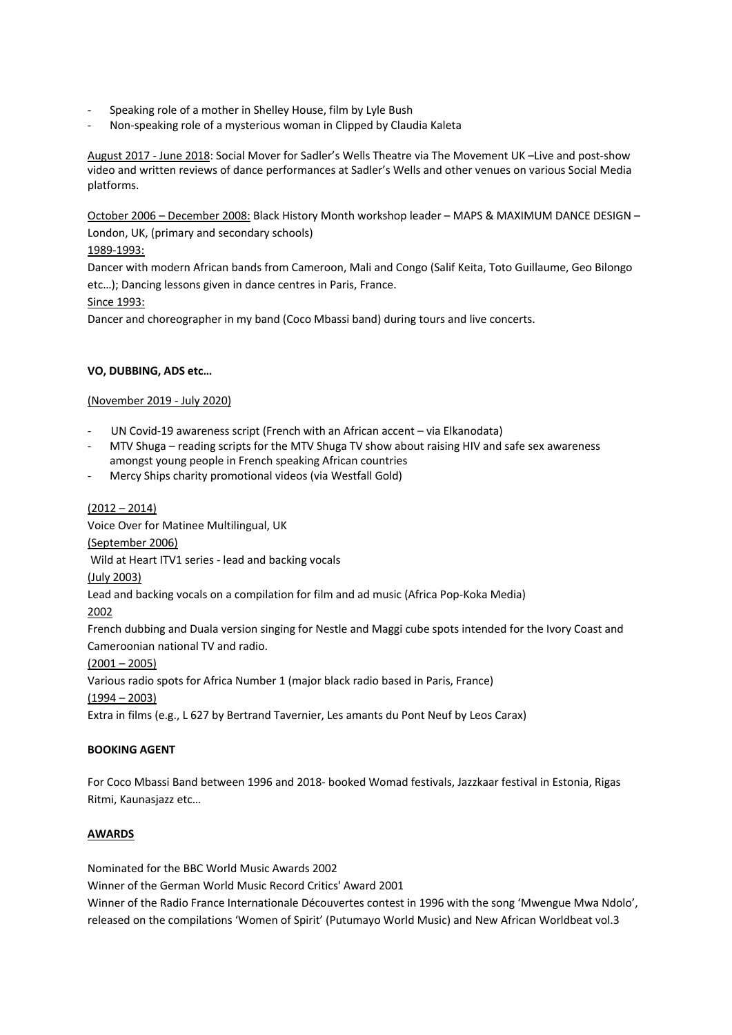- Speaking role of a mother in Shelley House, film by Lyle Bush
- Non-speaking role of a mysterious woman in Clipped by Claudia Kaleta

August 2017 - June 2018: Social Mover for Sadler's Wells Theatre via The Movement UK –Live and post-show video and written reviews of dance performances at Sadler's Wells and other venues on various Social Media platforms.

October 2006 – December 2008: Black History Month workshop leader – MAPS & MAXIMUM DANCE DESIGN – London, UK, (primary and secondary schools)

1989-1993:

Dancer with modern African bands from Cameroon, Mali and Congo (Salif Keita, Toto Guillaume, Geo Bilongo etc…); Dancing lessons given in dance centres in Paris, France.

Since 1993:

Dancer and choreographer in my band (Coco Mbassi band) during tours and live concerts.

**VO, DUBBING, ADS etc…**

(November 2019 - July 2020)

- UN Covid-19 awareness script (French with an African accent – via Elkanodata)
- MTV Shuga – reading scripts for the MTV Shuga TV show about raising HIV and safe sex awareness amongst young people in French speaking African countries
- Mercy Ships charity promotional videos (via Westfall Gold)

(2012 – 2014)

Voice Over for Matinee Multilingual, UK

(September 2006)

Wild at Heart ITV1 series - lead and backing vocals

(July 2003)

Lead and backing vocals on a compilation for film and ad music (Africa Pop-Koka Media)

2002

French dubbing and Duala version singing for Nestle and Maggi cube spots intended for the Ivory Coast and Cameroonian national TV and radio.

(2001 – 2005)

Various radio spots for Africa Number 1 (major black radio based in Paris, France)

(1994 – 2003)

Extra in films (e.g., L 627 by Bertrand Tavernier, Les amants du Pont Neuf by Leos Carax)

**BOOKING AGENT**

For Coco Mbassi Band between 1996 and 2018- booked Womad festivals, Jazzkaar festival in Estonia, Rigas Ritmi, Kaunasjazz etc…

**AWARDS**

Nominated for the BBC World Music Awards 2002

Winner of the German World Music Record Critics' Award 2001

Winner of the Radio France Internationale Découvertes contest in 1996 with the song 'Mwengue Mwa Ndolo', released on the compilations 'Women of Spirit' (Putumayo World Music) and New African Worldbeat vol.3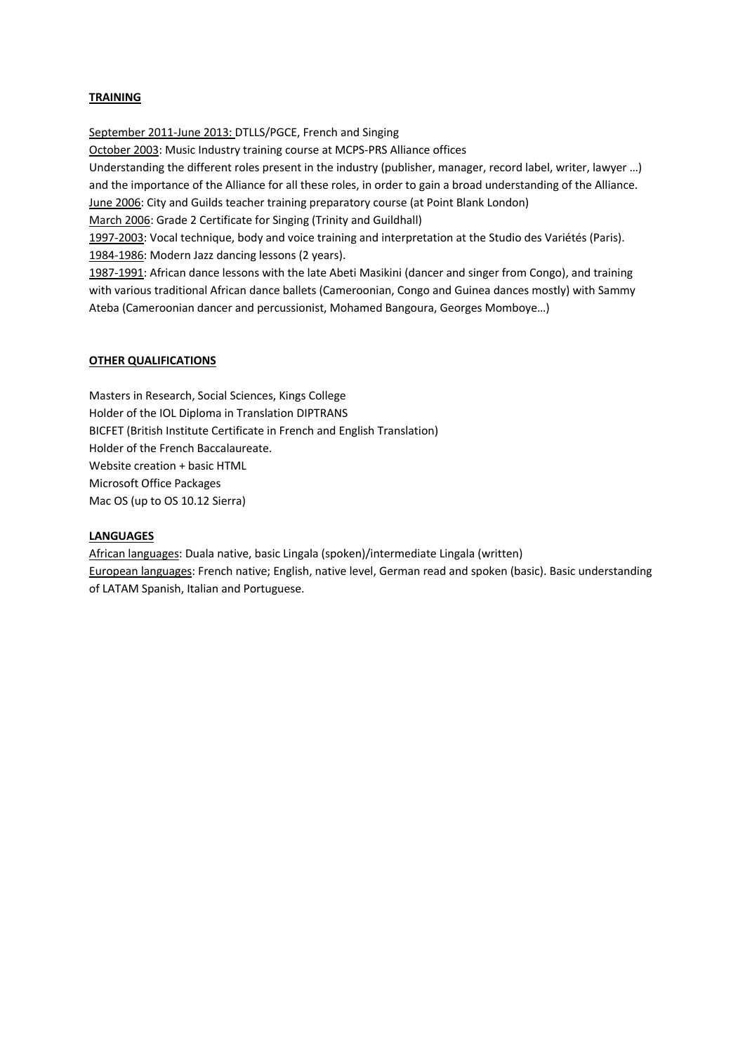**TRAINING**

September 2011-June 2013: DTLLS/PGCE, French and Singing

October 2003: Music Industry training course at MCPS-PRS Alliance offices

Understanding the different roles present in the industry (publisher, manager, record label, writer, lawyer …) and the importance of the Alliance for all these roles, in order to gain a broad understanding of the Alliance.

June 2006: City and Guilds teacher training preparatory course (at Point Blank London)

March 2006: Grade 2 Certificate for Singing (Trinity and Guildhall)

1997-2003: Vocal technique, body and voice training and interpretation at the Studio des Variétés (Paris).

1984-1986: Modern Jazz dancing lessons (2 years).

1987-1991: African dance lessons with the late Abeti Masikini (dancer and singer from Congo), and training with various traditional African dance ballets (Cameroonian, Congo and Guinea dances mostly) with Sammy Ateba (Cameroonian dancer and percussionist, Mohamed Bangoura, Georges Momboye…)

**OTHER QUALIFICATIONS**

Masters in Research, Social Sciences, Kings College

Holder of the IOL Diploma in Translation DIPTRANS

BICFET (British Institute Certificate in French and English Translation)

Holder of the French Baccalaureate.

Website creation + basic HTML

Microsoft Office Packages

Mac OS (up to OS 10.12 Sierra)

**LANGUAGES**

African languages: Duala native, basic Lingala (spoken)/intermediate Lingala (written)

European languages: French native; English, native level, German read and spoken (basic). Basic understanding of LATAM Spanish, Italian and Portuguese.